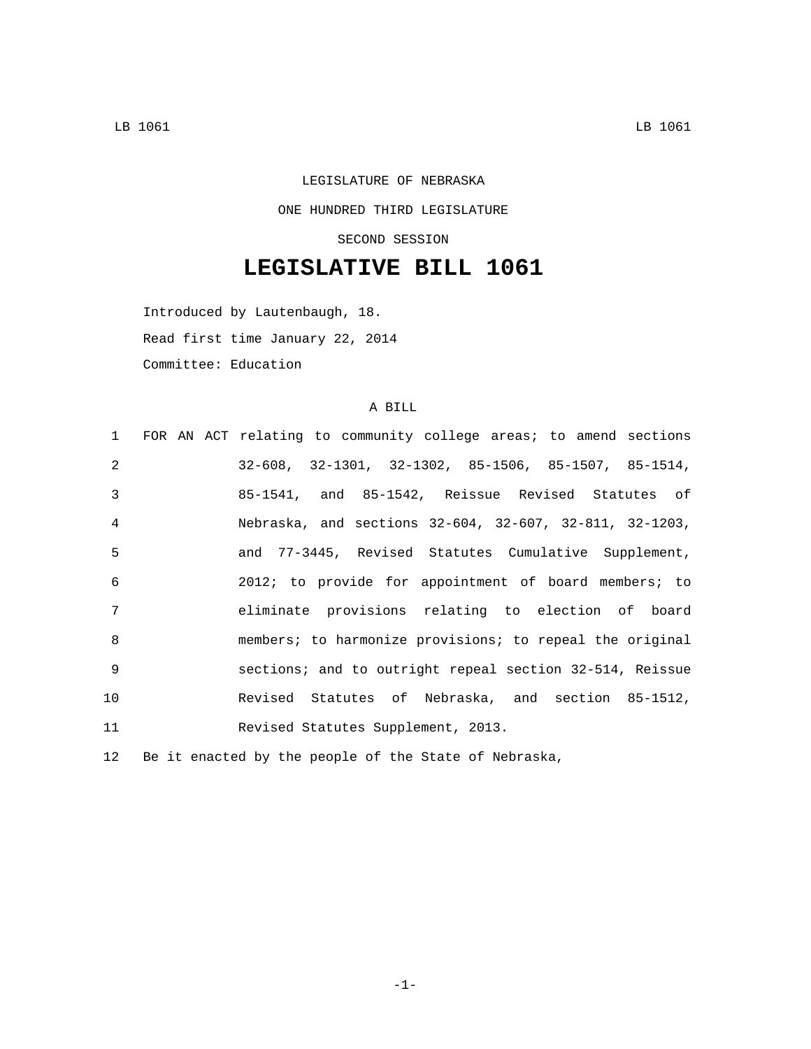LEGISLATURE OF NEBRASKA

ONE HUNDRED THIRD LEGISLATURE

SECOND SESSION

# LEGISLATIVE BILL 1061

Introduced by Lautenbaugh, 18.

Read first time January 22, 2014

Committee: Education

A BILL

1 FOR AN ACT relating to community college areas; to amend sections
2 32-608, 32-1301, 32-1302, 85-1506, 85-1507, 85-1514,
3 85-1541, and 85-1542, Reissue Revised Statutes of
4 Nebraska, and sections 32-604, 32-607, 32-811, 32-1203,
5 and 77-3445, Revised Statutes Cumulative Supplement,
6 2012; to provide for appointment of board members; to
7 eliminate provisions relating to election of board
8 members; to harmonize provisions; to repeal the original
9 sections; and to outright repeal section 32-514, Reissue
10 Revised Statutes of Nebraska, and section 85-1512,
11 Revised Statutes Supplement, 2013.

12 Be it enacted by the people of the State of Nebraska,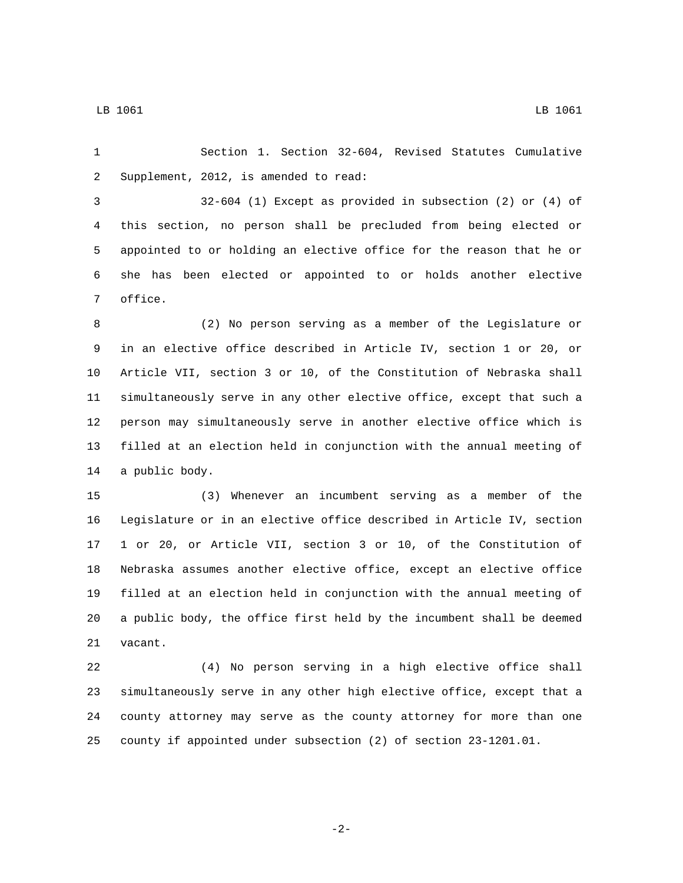Section 1. Section 32-604, Revised Statutes Cumulative Supplement, 2012, is amended to read:

32-604 (1) Except as provided in subsection (2) or (4) of this section, no person shall be precluded from being elected or appointed to or holding an elective office for the reason that he or she has been elected or appointed to or holds another elective office.

(2) No person serving as a member of the Legislature or in an elective office described in Article IV, section 1 or 20, or Article VII, section 3 or 10, of the Constitution of Nebraska shall simultaneously serve in any other elective office, except that such a person may simultaneously serve in another elective office which is filled at an election held in conjunction with the annual meeting of a public body.

(3) Whenever an incumbent serving as a member of the Legislature or in an elective office described in Article IV, section 1 or 20, or Article VII, section 3 or 10, of the Constitution of Nebraska assumes another elective office, except an elective office filled at an election held in conjunction with the annual meeting of a public body, the office first held by the incumbent shall be deemed vacant.

(4) No person serving in a high elective office shall simultaneously serve in any other high elective office, except that a county attorney may serve as the county attorney for more than one county if appointed under subsection (2) of section 23-1201.01.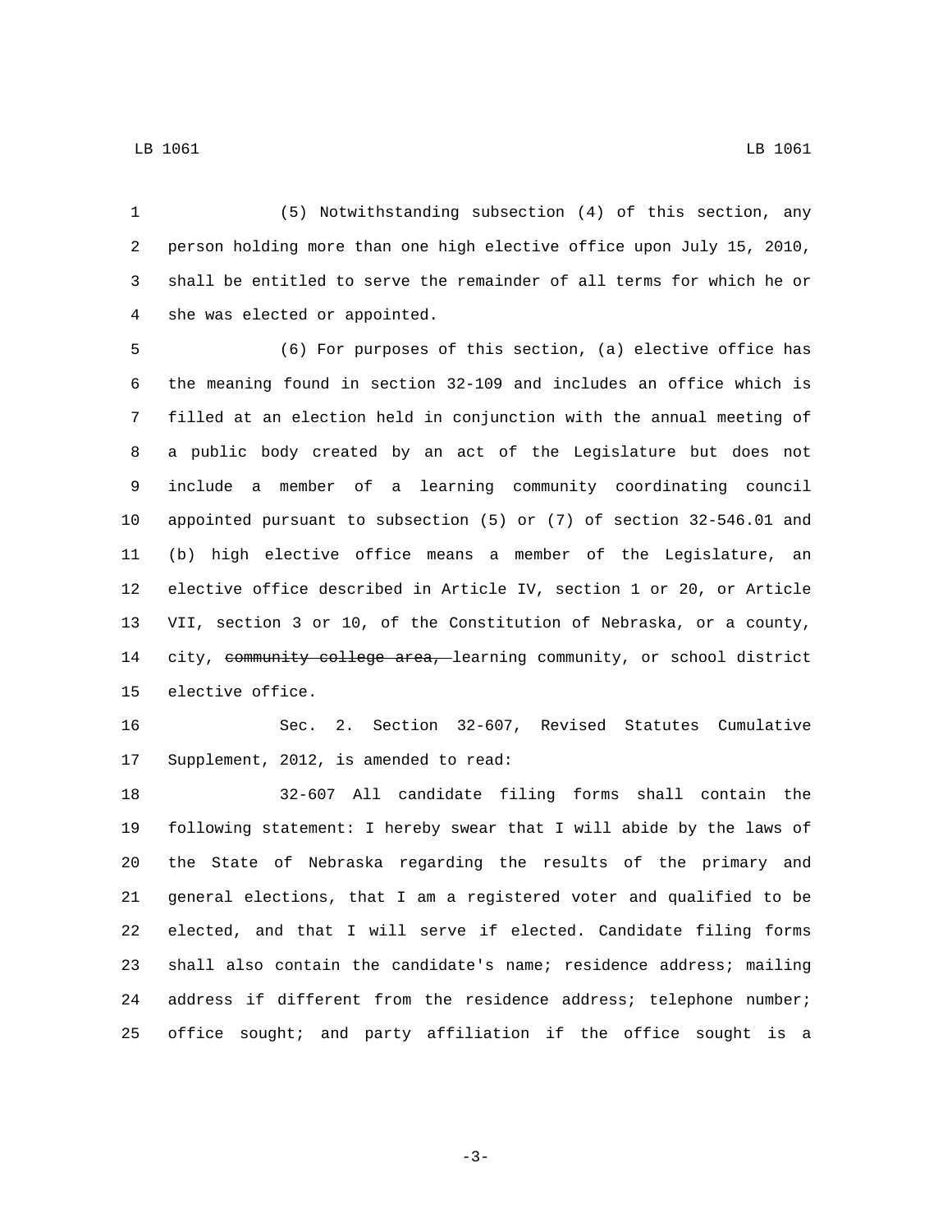(5) Notwithstanding subsection (4) of this section, any person holding more than one high elective office upon July 15, 2010, shall be entitled to serve the remainder of all terms for which he or she was elected or appointed.

(6) For purposes of this section, (a) elective office has the meaning found in section 32-109 and includes an office which is filled at an election held in conjunction with the annual meeting of a public body created by an act of the Legislature but does not include a member of a learning community coordinating council appointed pursuant to subsection (5) or (7) of section 32-546.01 and (b) high elective office means a member of the Legislature, an elective office described in Article IV, section 1 or 20, or Article VII, section 3 or 10, of the Constitution of Nebraska, or a county, city, ~~community college area,~~ learning community, or school district elective office.

Sec. 2. Section 32-607, Revised Statutes Cumulative Supplement, 2012, is amended to read:

32-607 All candidate filing forms shall contain the following statement: I hereby swear that I will abide by the laws of the State of Nebraska regarding the results of the primary and general elections, that I am a registered voter and qualified to be elected, and that I will serve if elected. Candidate filing forms shall also contain the candidate's name; residence address; mailing address if different from the residence address; telephone number; office sought; and party affiliation if the office sought is a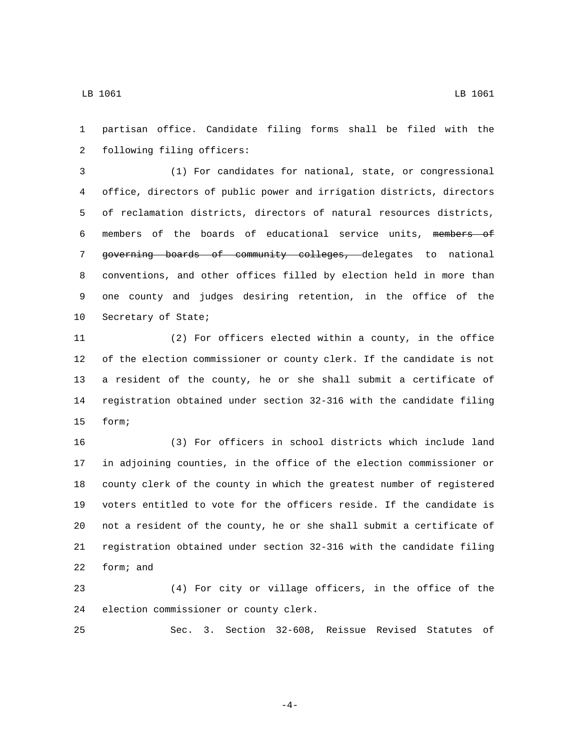partisan office. Candidate filing forms shall be filed with the following filing officers:

(1) For candidates for national, state, or congressional office, directors of public power and irrigation districts, directors of reclamation districts, directors of natural resources districts, members of the boards of educational service units, ~~members of governing boards of community colleges,~~ delegates to national conventions, and other offices filled by election held in more than one county and judges desiring retention, in the office of the Secretary of State;

(2) For officers elected within a county, in the office of the election commissioner or county clerk. If the candidate is not a resident of the county, he or she shall submit a certificate of registration obtained under section 32-316 with the candidate filing form;

(3) For officers in school districts which include land in adjoining counties, in the office of the election commissioner or county clerk of the county in which the greatest number of registered voters entitled to vote for the officers reside. If the candidate is not a resident of the county, he or she shall submit a certificate of registration obtained under section 32-316 with the candidate filing form; and

(4) For city or village officers, in the office of the election commissioner or county clerk.

Sec. 3. Section 32-608, Reissue Revised Statutes of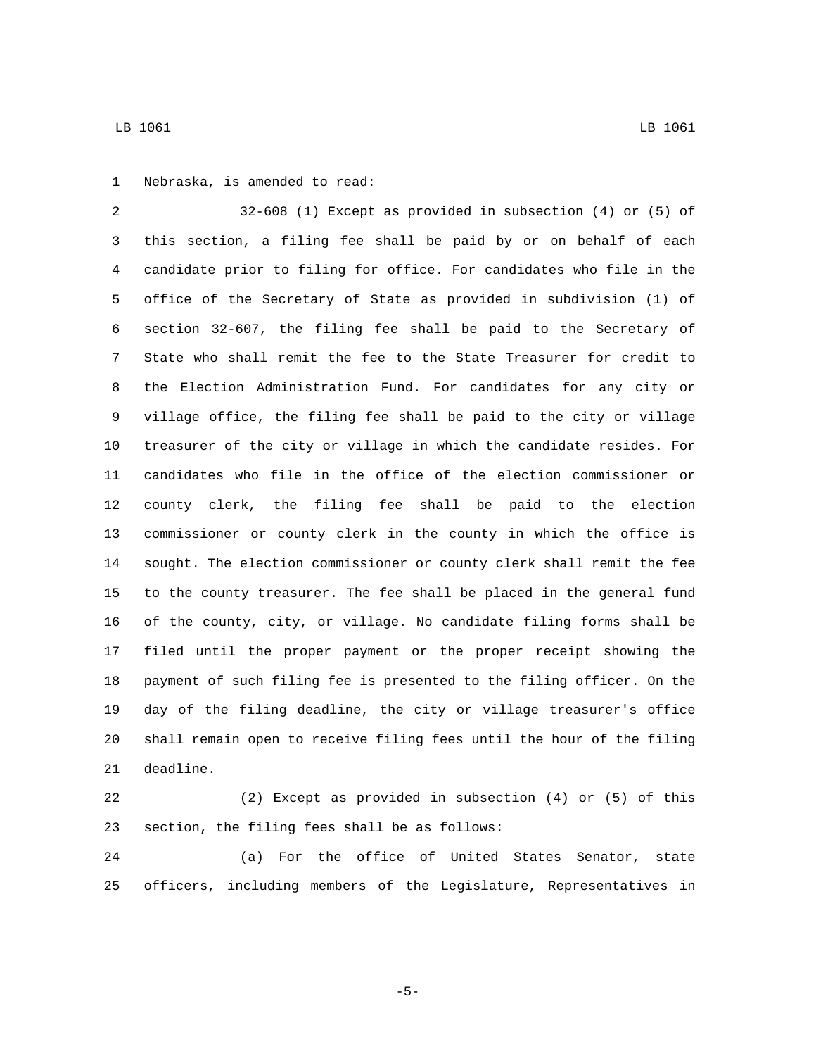Nebraska, is amended to read:

32-608 (1) Except as provided in subsection (4) or (5) of this section, a filing fee shall be paid by or on behalf of each candidate prior to filing for office. For candidates who file in the office of the Secretary of State as provided in subdivision (1) of section 32-607, the filing fee shall be paid to the Secretary of State who shall remit the fee to the State Treasurer for credit to the Election Administration Fund. For candidates for any city or village office, the filing fee shall be paid to the city or village treasurer of the city or village in which the candidate resides. For candidates who file in the office of the election commissioner or county clerk, the filing fee shall be paid to the election commissioner or county clerk in the county in which the office is sought. The election commissioner or county clerk shall remit the fee to the county treasurer. The fee shall be placed in the general fund of the county, city, or village. No candidate filing forms shall be filed until the proper payment or the proper receipt showing the payment of such filing fee is presented to the filing officer. On the day of the filing deadline, the city or village treasurer's office shall remain open to receive filing fees until the hour of the filing deadline.

(2) Except as provided in subsection (4) or (5) of this section, the filing fees shall be as follows:

(a) For the office of United States Senator, state officers, including members of the Legislature, Representatives in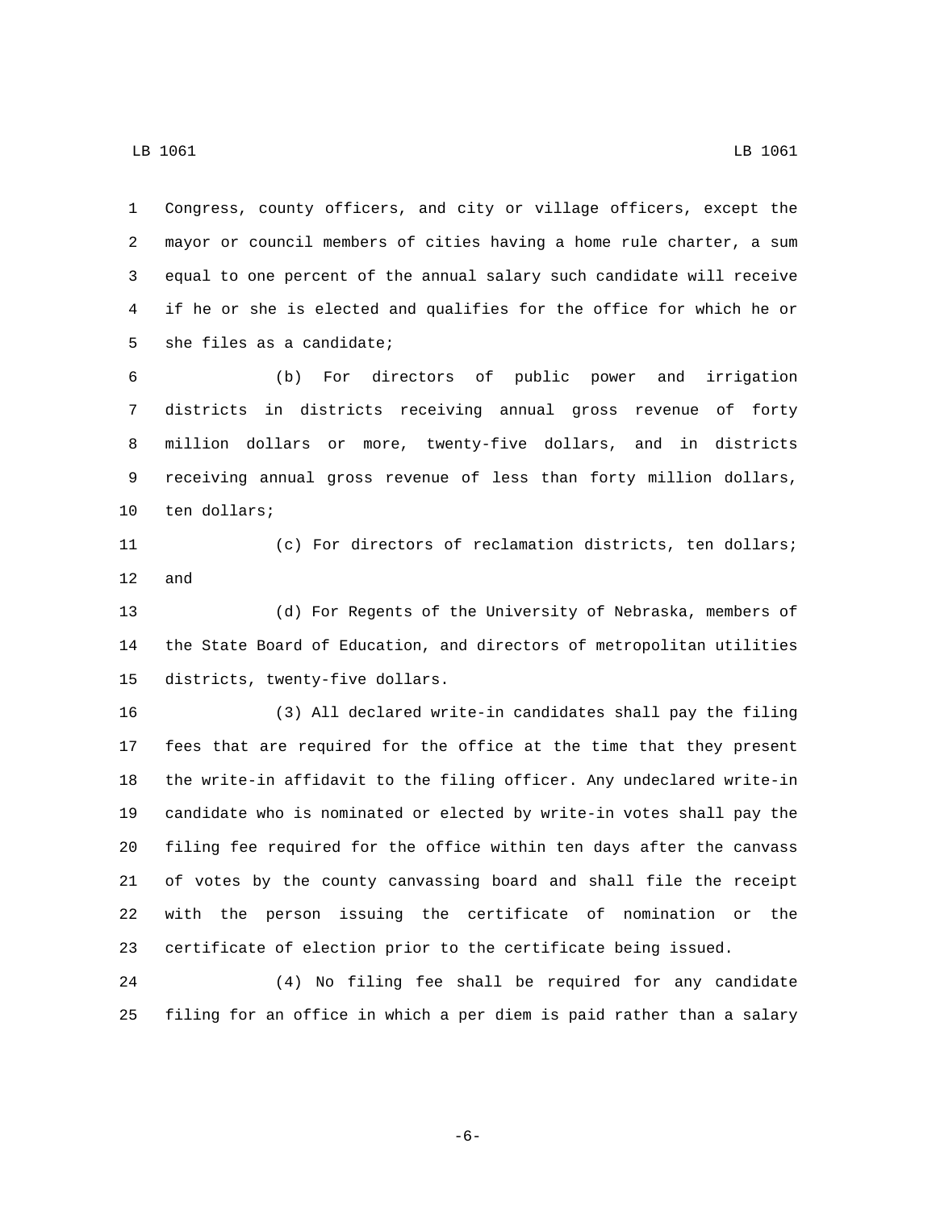Congress, county officers, and city or village officers, except the mayor or council members of cities having a home rule charter, a sum equal to one percent of the annual salary such candidate will receive if he or she is elected and qualifies for the office for which he or she files as a candidate;

(b) For directors of public power and irrigation districts in districts receiving annual gross revenue of forty million dollars or more, twenty-five dollars, and in districts receiving annual gross revenue of less than forty million dollars, ten dollars;

(c) For directors of reclamation districts, ten dollars; and

(d) For Regents of the University of Nebraska, members of the State Board of Education, and directors of metropolitan utilities districts, twenty-five dollars.

(3) All declared write-in candidates shall pay the filing fees that are required for the office at the time that they present the write-in affidavit to the filing officer. Any undeclared write-in candidate who is nominated or elected by write-in votes shall pay the filing fee required for the office within ten days after the canvass of votes by the county canvassing board and shall file the receipt with the person issuing the certificate of nomination or the certificate of election prior to the certificate being issued.

(4) No filing fee shall be required for any candidate filing for an office in which a per diem is paid rather than a salary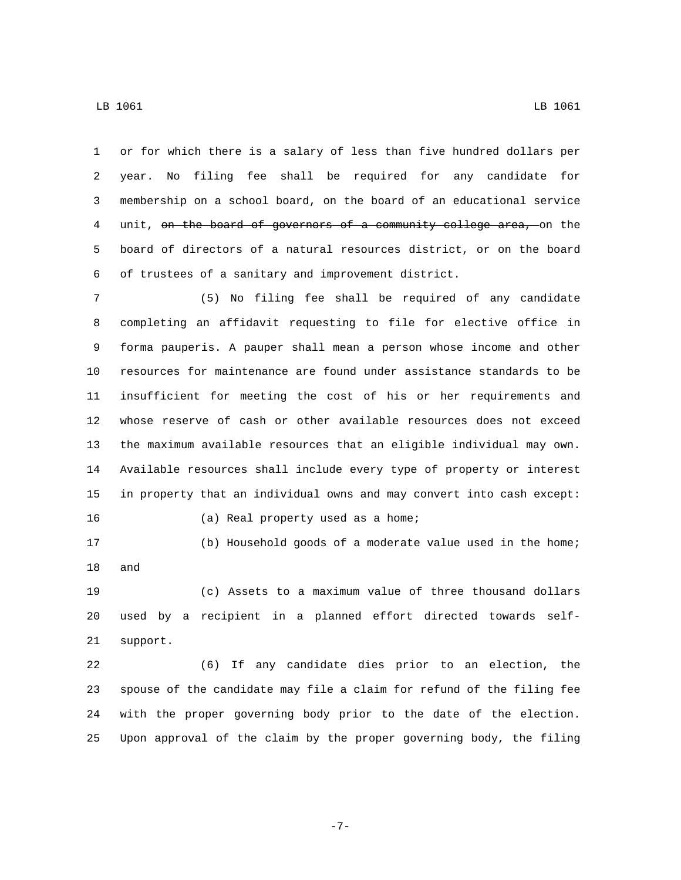or for which there is a salary of less than five hundred dollars per year. No filing fee shall be required for any candidate for membership on a school board, on the board of an educational service unit, ~~on the board of governors of a community college area,~~ on the board of directors of a natural resources district, or on the board of trustees of a sanitary and improvement district.

(5) No filing fee shall be required of any candidate completing an affidavit requesting to file for elective office in forma pauperis. A pauper shall mean a person whose income and other resources for maintenance are found under assistance standards to be insufficient for meeting the cost of his or her requirements and whose reserve of cash or other available resources does not exceed the maximum available resources that an eligible individual may own. Available resources shall include every type of property or interest in property that an individual owns and may convert into cash except:

(a) Real property used as a home;

(b) Household goods of a moderate value used in the home; and

(c) Assets to a maximum value of three thousand dollars used by a recipient in a planned effort directed towards self-support.

(6) If any candidate dies prior to an election, the spouse of the candidate may file a claim for refund of the filing fee with the proper governing body prior to the date of the election. Upon approval of the claim by the proper governing body, the filing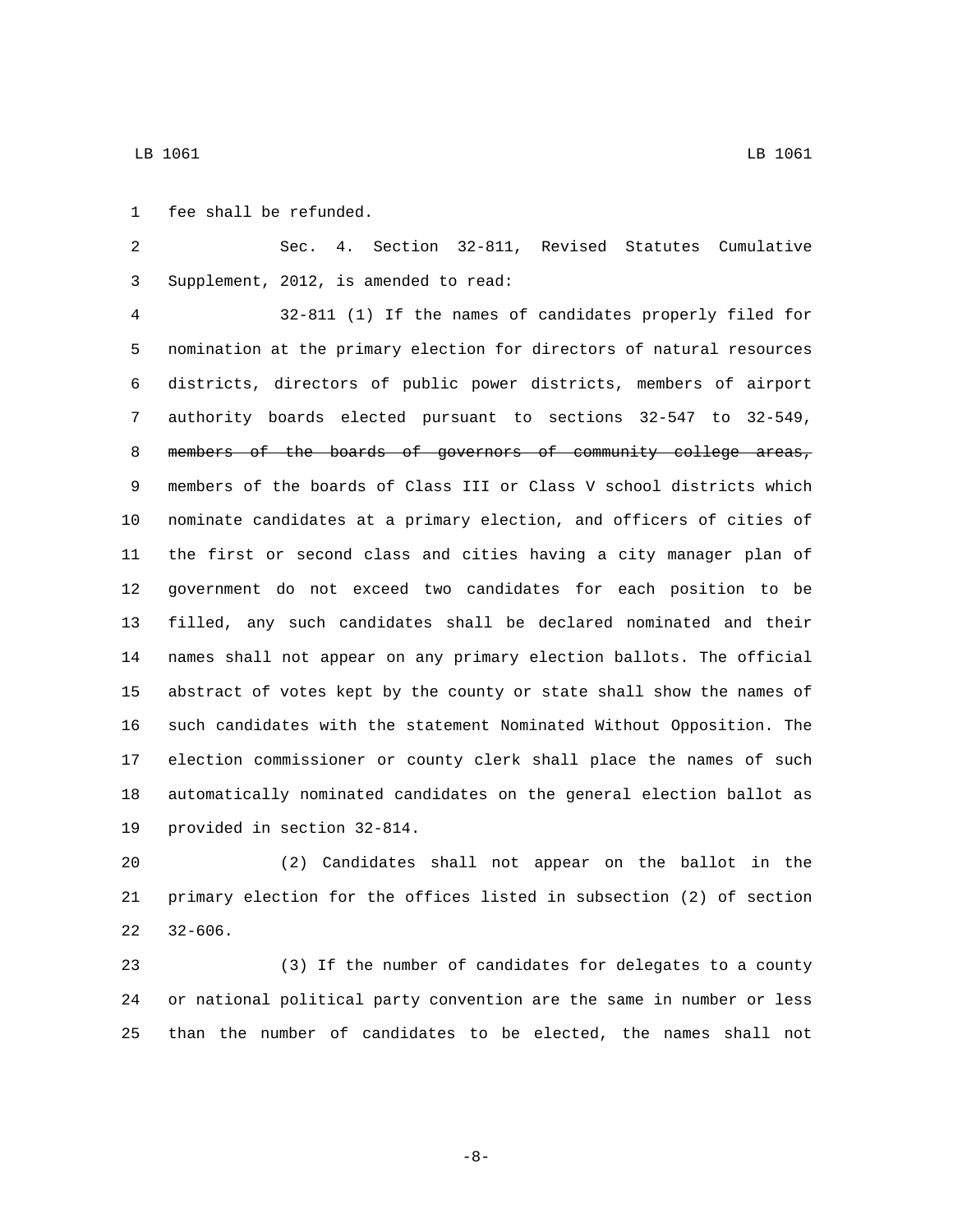fee shall be refunded.

Sec. 4. Section 32-811, Revised Statutes Cumulative Supplement, 2012, is amended to read:

32-811 (1) If the names of candidates properly filed for nomination at the primary election for directors of natural resources districts, directors of public power districts, members of airport authority boards elected pursuant to sections 32-547 to 32-549, ~~members of the boards of governors of community college areas,~~ members of the boards of Class III or Class V school districts which nominate candidates at a primary election, and officers of cities of the first or second class and cities having a city manager plan of government do not exceed two candidates for each position to be filled, any such candidates shall be declared nominated and their names shall not appear on any primary election ballots. The official abstract of votes kept by the county or state shall show the names of such candidates with the statement Nominated Without Opposition. The election commissioner or county clerk shall place the names of such automatically nominated candidates on the general election ballot as provided in section 32-814.

(2) Candidates shall not appear on the ballot in the primary election for the offices listed in subsection (2) of section 32-606.

(3) If the number of candidates for delegates to a county or national political party convention are the same in number or less than the number of candidates to be elected, the names shall not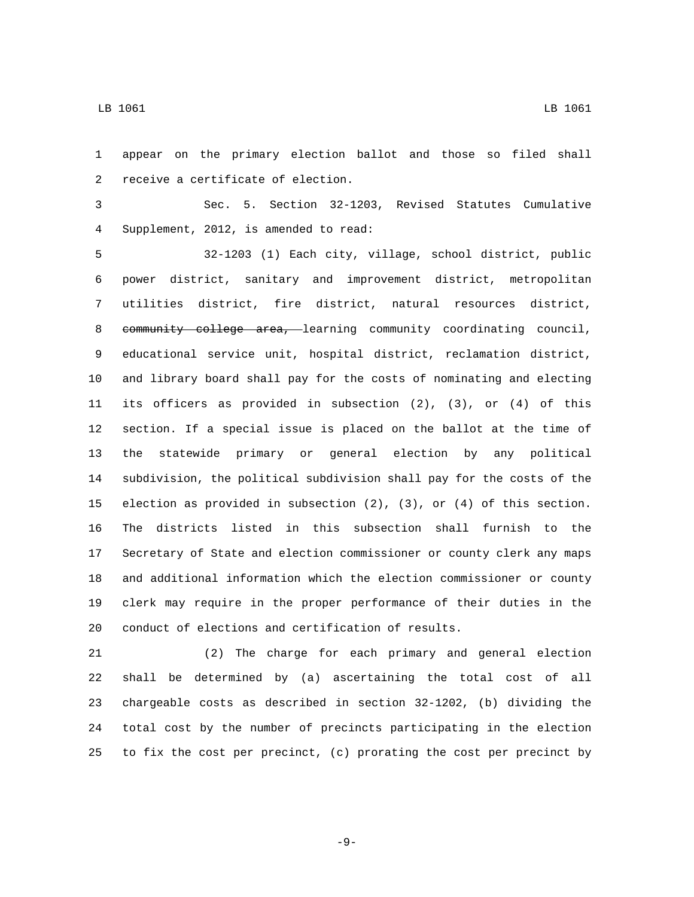appear on the primary election ballot and those so filed shall receive a certificate of election.

Sec. 5. Section 32-1203, Revised Statutes Cumulative Supplement, 2012, is amended to read:

32-1203 (1) Each city, village, school district, public power district, sanitary and improvement district, metropolitan utilities district, fire district, natural resources district, ~~community college area,~~ learning community coordinating council, educational service unit, hospital district, reclamation district, and library board shall pay for the costs of nominating and electing its officers as provided in subsection (2), (3), or (4) of this section. If a special issue is placed on the ballot at the time of the statewide primary or general election by any political subdivision, the political subdivision shall pay for the costs of the election as provided in subsection (2), (3), or (4) of this section. The districts listed in this subsection shall furnish to the Secretary of State and election commissioner or county clerk any maps and additional information which the election commissioner or county clerk may require in the proper performance of their duties in the conduct of elections and certification of results.

(2) The charge for each primary and general election shall be determined by (a) ascertaining the total cost of all chargeable costs as described in section 32-1202, (b) dividing the total cost by the number of precincts participating in the election to fix the cost per precinct, (c) prorating the cost per precinct by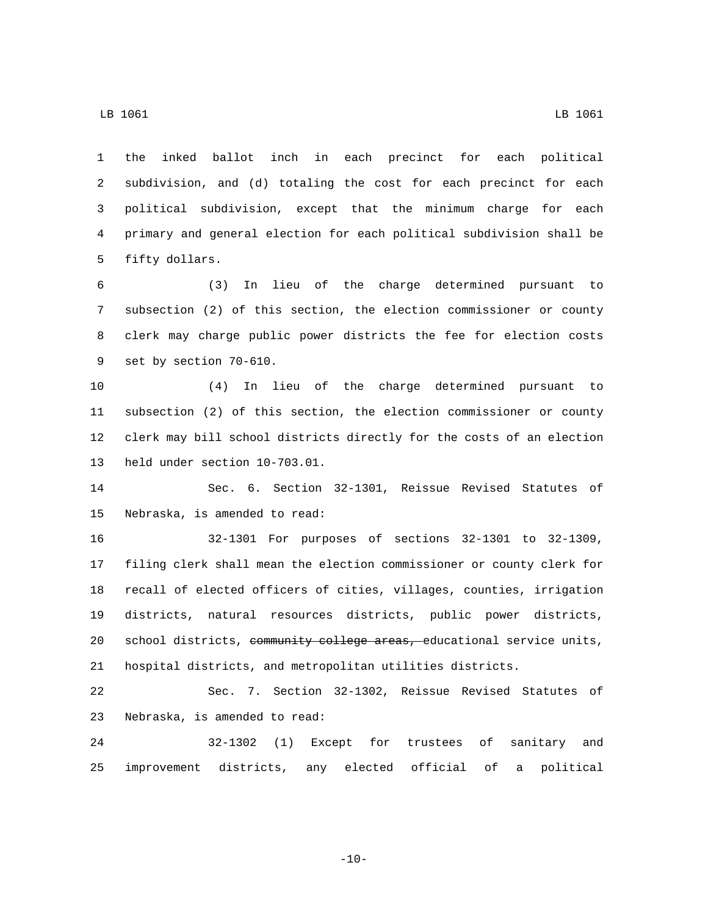the inked ballot inch in each precinct for each political subdivision, and (d) totaling the cost for each precinct for each political subdivision, except that the minimum charge for each primary and general election for each political subdivision shall be fifty dollars.

(3) In lieu of the charge determined pursuant to subsection (2) of this section, the election commissioner or county clerk may charge public power districts the fee for election costs set by section 70-610.

(4) In lieu of the charge determined pursuant to subsection (2) of this section, the election commissioner or county clerk may bill school districts directly for the costs of an election held under section 10-703.01.

Sec. 6. Section 32-1301, Reissue Revised Statutes of Nebraska, is amended to read:

32-1301 For purposes of sections 32-1301 to 32-1309, filing clerk shall mean the election commissioner or county clerk for recall of elected officers of cities, villages, counties, irrigation districts, natural resources districts, public power districts, school districts, ~~community college areas,~~ educational service units, hospital districts, and metropolitan utilities districts.

Sec. 7. Section 32-1302, Reissue Revised Statutes of Nebraska, is amended to read:

32-1302 (1) Except for trustees of sanitary and improvement districts, any elected official of a political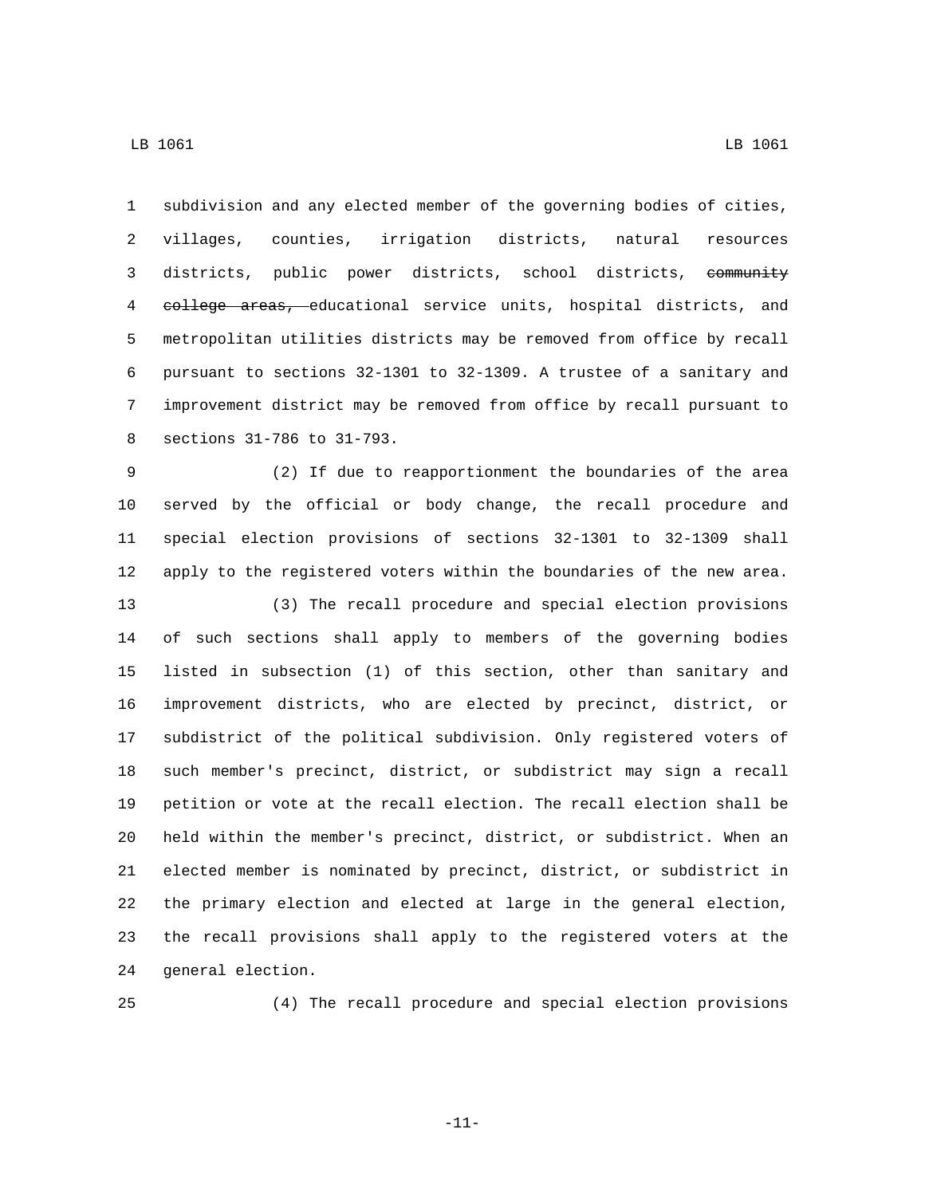subdivision and any elected member of the governing bodies of cities, villages, counties, irrigation districts, natural resources districts, public power districts, school districts, ~~community college areas,~~ educational service units, hospital districts, and metropolitan utilities districts may be removed from office by recall pursuant to sections 32-1301 to 32-1309. A trustee of a sanitary and improvement district may be removed from office by recall pursuant to sections 31-786 to 31-793.

(2) If due to reapportionment the boundaries of the area served by the official or body change, the recall procedure and special election provisions of sections 32-1301 to 32-1309 shall apply to the registered voters within the boundaries of the new area.

(3) The recall procedure and special election provisions of such sections shall apply to members of the governing bodies listed in subsection (1) of this section, other than sanitary and improvement districts, who are elected by precinct, district, or subdistrict of the political subdivision. Only registered voters of such member's precinct, district, or subdistrict may sign a recall petition or vote at the recall election. The recall election shall be held within the member's precinct, district, or subdistrict. When an elected member is nominated by precinct, district, or subdistrict in the primary election and elected at large in the general election, the recall provisions shall apply to the registered voters at the general election.

(4) The recall procedure and special election provisions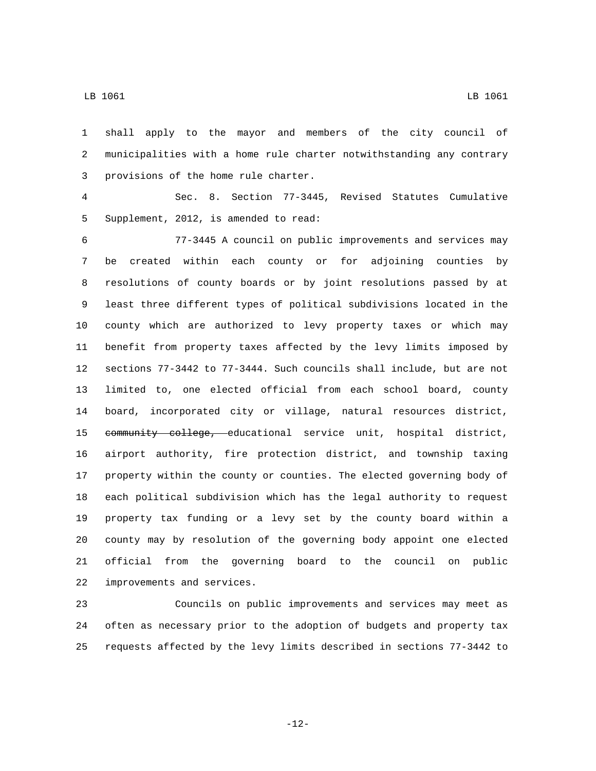shall apply to the mayor and members of the city council of municipalities with a home rule charter notwithstanding any contrary provisions of the home rule charter.

Sec. 8. Section 77-3445, Revised Statutes Cumulative Supplement, 2012, is amended to read:

77-3445 A council on public improvements and services may be created within each county or for adjoining counties by resolutions of county boards or by joint resolutions passed by at least three different types of political subdivisions located in the county which are authorized to levy property taxes or which may benefit from property taxes affected by the levy limits imposed by sections 77-3442 to 77-3444. Such councils shall include, but are not limited to, one elected official from each school board, county board, incorporated city or village, natural resources district, ~~community college,~~ educational service unit, hospital district, airport authority, fire protection district, and township taxing property within the county or counties. The elected governing body of each political subdivision which has the legal authority to request property tax funding or a levy set by the county board within a county may by resolution of the governing body appoint one elected official from the governing board to the council on public improvements and services.

Councils on public improvements and services may meet as often as necessary prior to the adoption of budgets and property tax requests affected by the levy limits described in sections 77-3442 to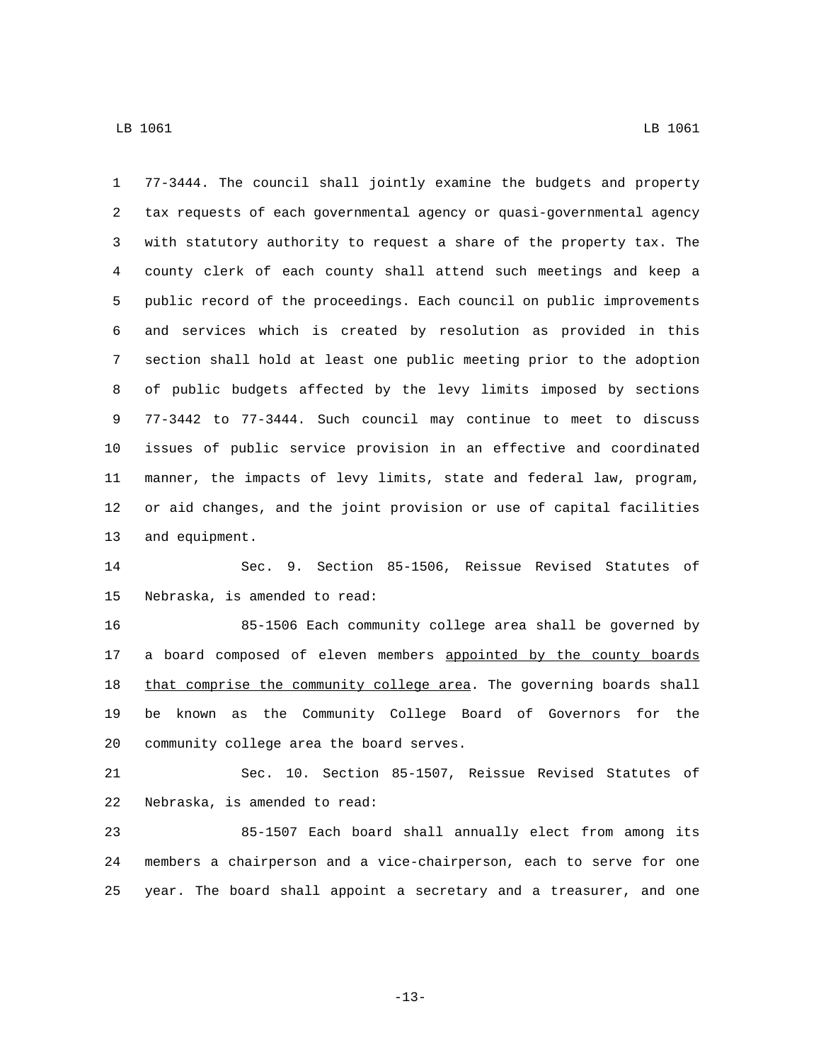77-3444. The council shall jointly examine the budgets and property tax requests of each governmental agency or quasi-governmental agency with statutory authority to request a share of the property tax. The county clerk of each county shall attend such meetings and keep a public record of the proceedings. Each council on public improvements and services which is created by resolution as provided in this section shall hold at least one public meeting prior to the adoption of public budgets affected by the levy limits imposed by sections 77-3442 to 77-3444. Such council may continue to meet to discuss issues of public service provision in an effective and coordinated manner, the impacts of levy limits, state and federal law, program, or aid changes, and the joint provision or use of capital facilities and equipment.

Sec. 9. Section 85-1506, Reissue Revised Statutes of Nebraska, is amended to read:

85-1506 Each community college area shall be governed by a board composed of eleven members <u>appointed by the county boards that comprise the community college area</u>. The governing boards shall be known as the Community College Board of Governors for the community college area the board serves.

Sec. 10. Section 85-1507, Reissue Revised Statutes of Nebraska, is amended to read:

85-1507 Each board shall annually elect from among its members a chairperson and a vice-chairperson, each to serve for one year. The board shall appoint a secretary and a treasurer, and one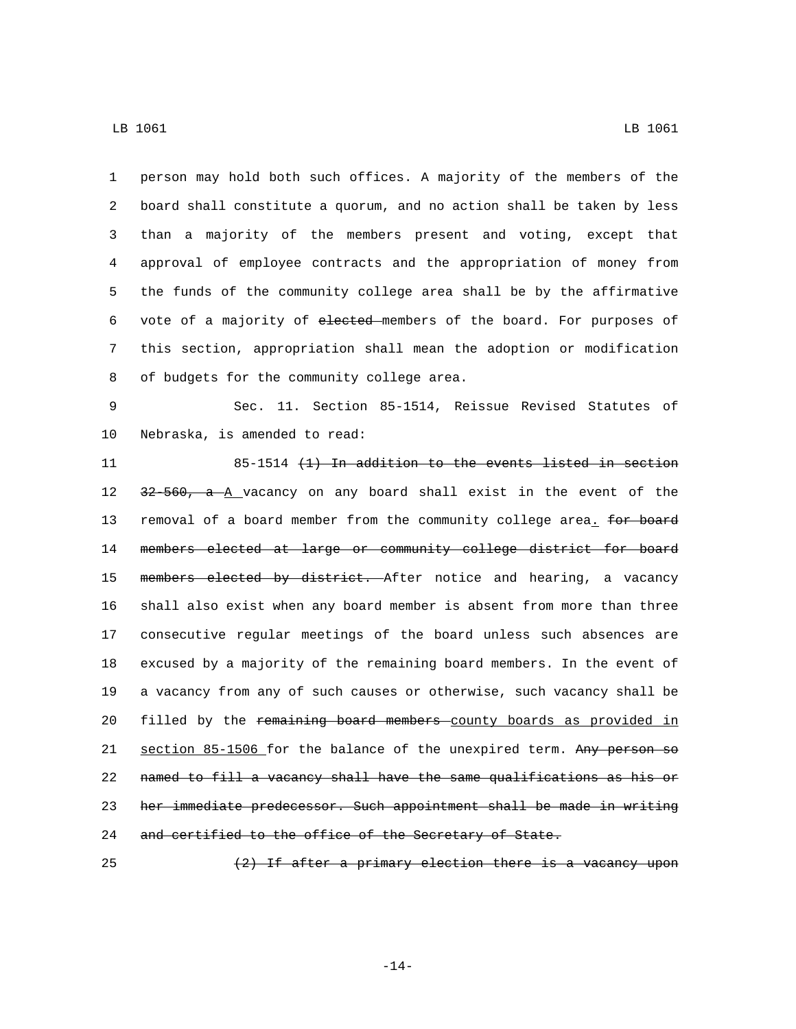person may hold both such offices. A majority of the members of the board shall constitute a quorum, and no action shall be taken by less than a majority of the members present and voting, except that approval of employee contracts and the appropriation of money from the funds of the community college area shall be by the affirmative vote of a majority of ~~elected~~ members of the board. For purposes of this section, appropriation shall mean the adoption or modification of budgets for the community college area.

Sec. 11. Section 85-1514, Reissue Revised Statutes of Nebraska, is amended to read:

85-1514 ~~(1) In addition to the events listed in section 32-560, a~~ <u>A</u> vacancy on any board shall exist in the event of the removal of a board member from the community college area<u>.</u> ~~for board members elected at large or community college district for board members elected by district.~~ After notice and hearing, a vacancy shall also exist when any board member is absent from more than three consecutive regular meetings of the board unless such absences are excused by a majority of the remaining board members. In the event of a vacancy from any of such causes or otherwise, such vacancy shall be filled by the ~~remaining board members~~ <u>county boards as provided in section 85-1506</u> for the balance of the unexpired term. ~~Any person so named to fill a vacancy shall have the same qualifications as his or her immediate predecessor. Such appointment shall be made in writing and certified to the office of the Secretary of State.~~

~~(2) If after a primary election there is a vacancy upon~~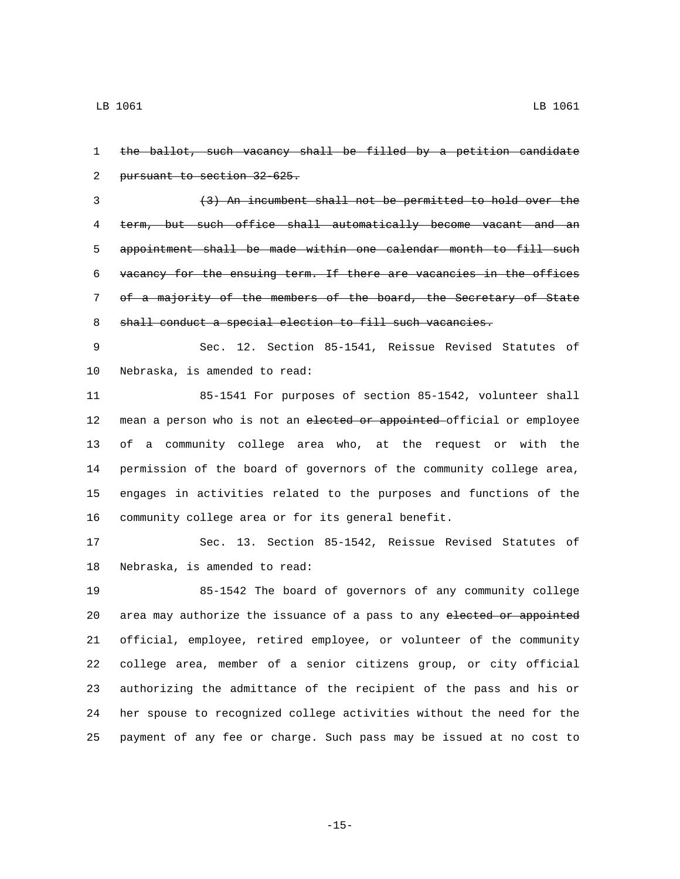~~the ballot, such vacancy shall be filled by a petition candidate pursuant to section 32-625.~~

~~(3) An incumbent shall not be permitted to hold over the term, but such office shall automatically become vacant and an appointment shall be made within one calendar month to fill such vacancy for the ensuing term. If there are vacancies in the offices of a majority of the members of the board, the Secretary of State shall conduct a special election to fill such vacancies.~~

Sec. 12. Section 85-1541, Reissue Revised Statutes of Nebraska, is amended to read:

85-1541 For purposes of section 85-1542, volunteer shall mean a person who is not an ~~elected or appointed~~ official or employee of a community college area who, at the request or with the permission of the board of governors of the community college area, engages in activities related to the purposes and functions of the community college area or for its general benefit.

Sec. 13. Section 85-1542, Reissue Revised Statutes of Nebraska, is amended to read:

85-1542 The board of governors of any community college area may authorize the issuance of a pass to any ~~elected or appointed~~ official, employee, retired employee, or volunteer of the community college area, member of a senior citizens group, or city official authorizing the admittance of the recipient of the pass and his or her spouse to recognized college activities without the need for the payment of any fee or charge. Such pass may be issued at no cost to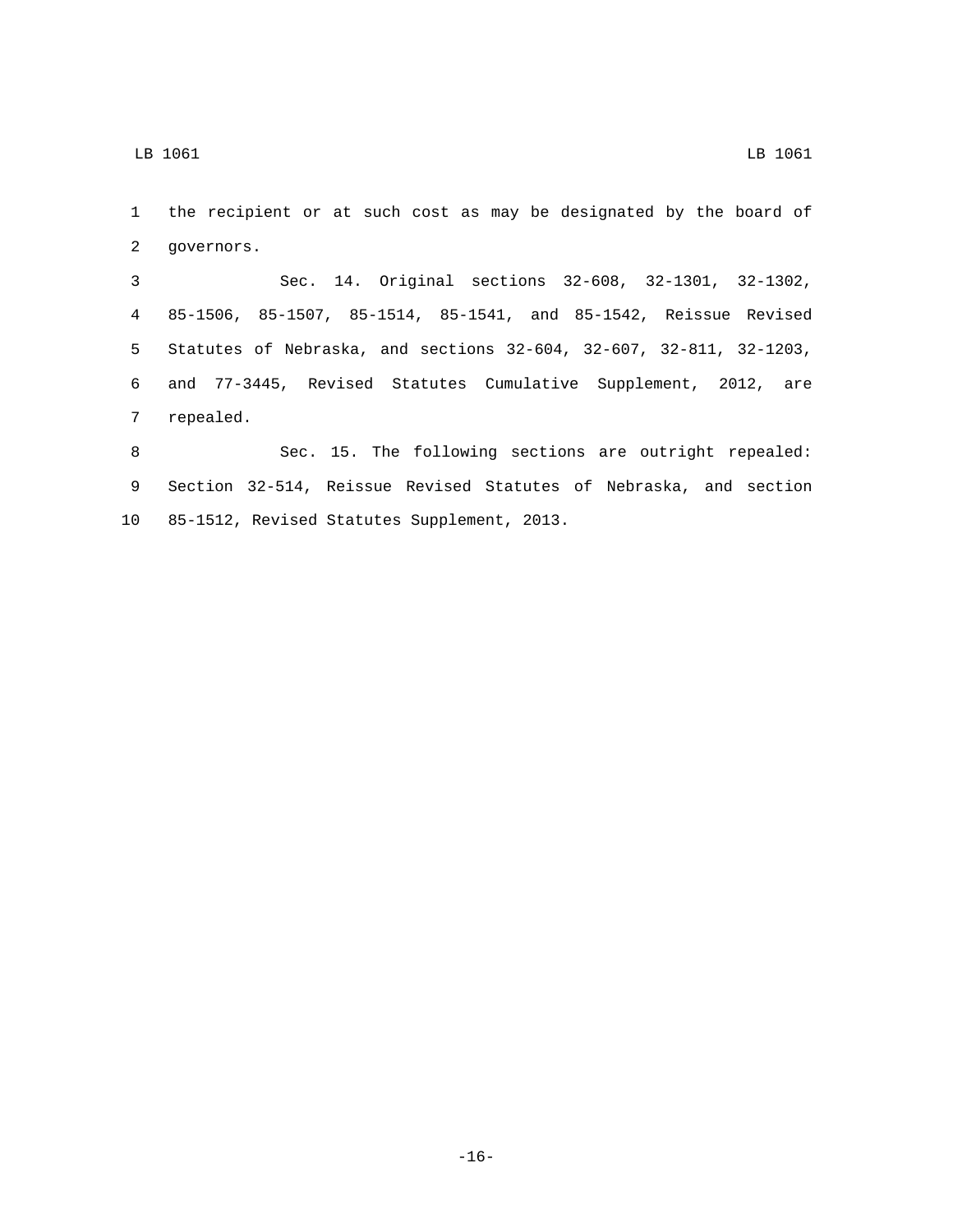the recipient or at such cost as may be designated by the board of governors.

Sec. 14. Original sections 32-608, 32-1301, 32-1302, 85-1506, 85-1507, 85-1514, 85-1541, and 85-1542, Reissue Revised Statutes of Nebraska, and sections 32-604, 32-607, 32-811, 32-1203, and 77-3445, Revised Statutes Cumulative Supplement, 2012, are repealed.

Sec. 15. The following sections are outright repealed: Section 32-514, Reissue Revised Statutes of Nebraska, and section 85-1512, Revised Statutes Supplement, 2013.